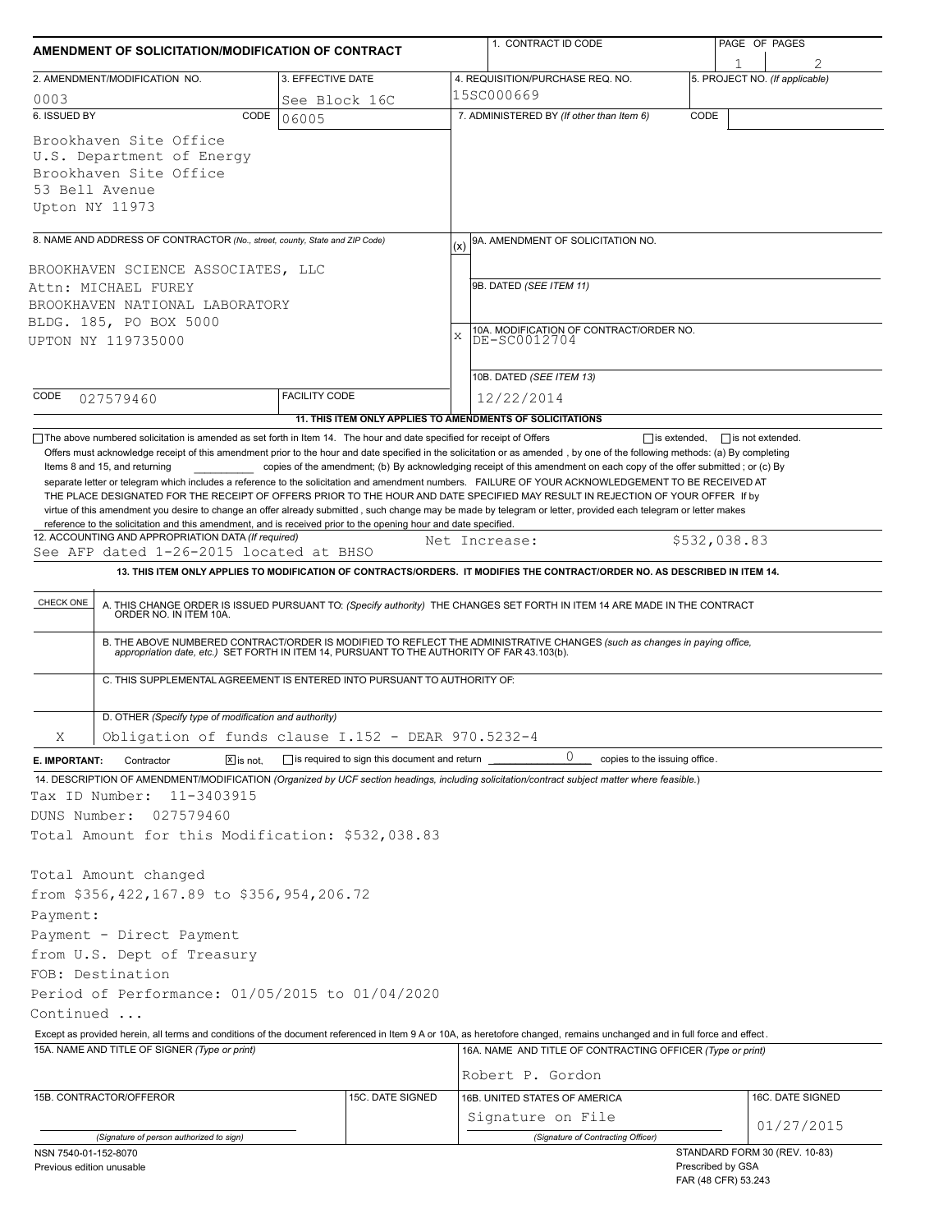# AMENDMENT OF SOLICITATION/MODIFICATION OF CONTRACT

| 1. CONTRACT ID CODE | PAGE OF PAGES |
|---|---|
| | 1 of 2 |

| 2. AMENDMENT/MODIFICATION NO. | 3. EFFECTIVE DATE | 4. REQUISITION/PURCHASE REQ. NO. | 5. PROJECT NO. (If applicable) |
|---|---|---|---|
| 0003 | See Block 16C | 15SC000669 | |

**6. ISSUED BY** CODE 06005

Brookhaven Site Office
U.S. Department of Energy
Brookhaven Site Office
53 Bell Avenue
Upton NY 11973

**7. ADMINISTERED BY** (If other than Item 6) CODE

**8. NAME AND ADDRESS OF CONTRACTOR** (No., street, county, State and ZIP Code)

BROOKHAVEN SCIENCE ASSOCIATES, LLC
Attn: MICHAEL FUREY
BROOKHAVEN NATIONAL LABORATORY
BLDG. 185, PO BOX 5000
UPTON NY 119735000

CODE 027579460 FACILITY CODE

(x) 9A. AMENDMENT OF SOLICITATION NO.

9B. DATED (SEE ITEM 11)

X 10A. MODIFICATION OF CONTRACT/ORDER NO. DE-SC0012704

10B. DATED (SEE ITEM 13) 12/22/2014

**11. THIS ITEM ONLY APPLIES TO AMENDMENTS OF SOLICITATIONS**

☐ The above numbered solicitation is amended as set forth in Item 14. The hour and date specified for receipt of Offers ☐ is extended, ☐ is not extended.

Offers must acknowledge receipt of this amendment prior to the hour and date specified in the solicitation or as amended , by one of the following methods: (a) By completing Items 8 and 15, and returning ________ copies of the amendment; (b) By acknowledging receipt of this amendment on each copy of the offer submitted ; or (c) By separate letter or telegram which includes a reference to the solicitation and amendment numbers. FAILURE OF YOUR ACKNOWLEDGEMENT TO BE RECEIVED AT THE PLACE DESIGNATED FOR THE RECEIPT OF OFFERS PRIOR TO THE HOUR AND DATE SPECIFIED MAY RESULT IN REJECTION OF YOUR OFFER If by virtue of this amendment you desire to change an offer already submitted , such change may be made by telegram or letter, provided each telegram or letter makes reference to the solicitation and this amendment, and is received prior to the opening hour and date specified.

**12. ACCOUNTING AND APPROPRIATION DATA** (If required)
See AFP dated 1-26-2015 located at BHSO — Net Increase: $532,038.83

**13. THIS ITEM ONLY APPLIES TO MODIFICATION OF CONTRACTS/ORDERS. IT MODIFIES THE CONTRACT/ORDER NO. AS DESCRIBED IN ITEM 14.**

| CHECK ONE | |
|---|---|
| | A. THIS CHANGE ORDER IS ISSUED PURSUANT TO: (Specify authority) THE CHANGES SET FORTH IN ITEM 14 ARE MADE IN THE CONTRACT ORDER NO. IN ITEM 10A. |
| | B. THE ABOVE NUMBERED CONTRACT/ORDER IS MODIFIED TO REFLECT THE ADMINISTRATIVE CHANGES (such as changes in paying office, appropriation date, etc.) SET FORTH IN ITEM 14, PURSUANT TO THE AUTHORITY OF FAR 43.103(b). |
| | C. THIS SUPPLEMENTAL AGREEMENT IS ENTERED INTO PURSUANT TO AUTHORITY OF: |
| X | D. OTHER (Specify type of modification and authority) Obligation of funds clause I.152 - DEAR 970.5232-4 |

**E. IMPORTANT:** Contractor ☒ is not, ☐ is required to sign this document and return 0 copies to the issuing office.

**14. DESCRIPTION OF AMENDMENT/MODIFICATION** (Organized by UCF section headings, including solicitation/contract subject matter where feasible.)

Tax ID Number: 11-3403915
DUNS Number: 027579460
Total Amount for this Modification: $532,038.83

Total Amount changed
from $356,422,167.89 to $356,954,206.72
Payment:
Payment - Direct Payment
from U.S. Dept of Treasury
FOB: Destination
Period of Performance: 01/05/2015 to 01/04/2020
Continued ...

Except as provided herein, all terms and conditions of the document referenced in Item 9 A or 10A, as heretofore changed, remains unchanged and in full force and effect.

| 15A. NAME AND TITLE OF SIGNER (Type or print) | | 16A. NAME AND TITLE OF CONTRACTING OFFICER (Type or print) | |
|---|---|---|---|
| | | Robert P. Gordon | |
| 15B. CONTRACTOR/OFFEROR | 15C. DATE SIGNED | 16B. UNITED STATES OF AMERICA | 16C. DATE SIGNED |
| (Signature of person authorized to sign) | | Signature on File (Signature of Contracting Officer) | 01/27/2015 |

NSN 7540-01-152-8070
Previous edition unusable

STANDARD FORM 30 (REV. 10-83)
Prescribed by GSA
FAR (48 CFR) 53.243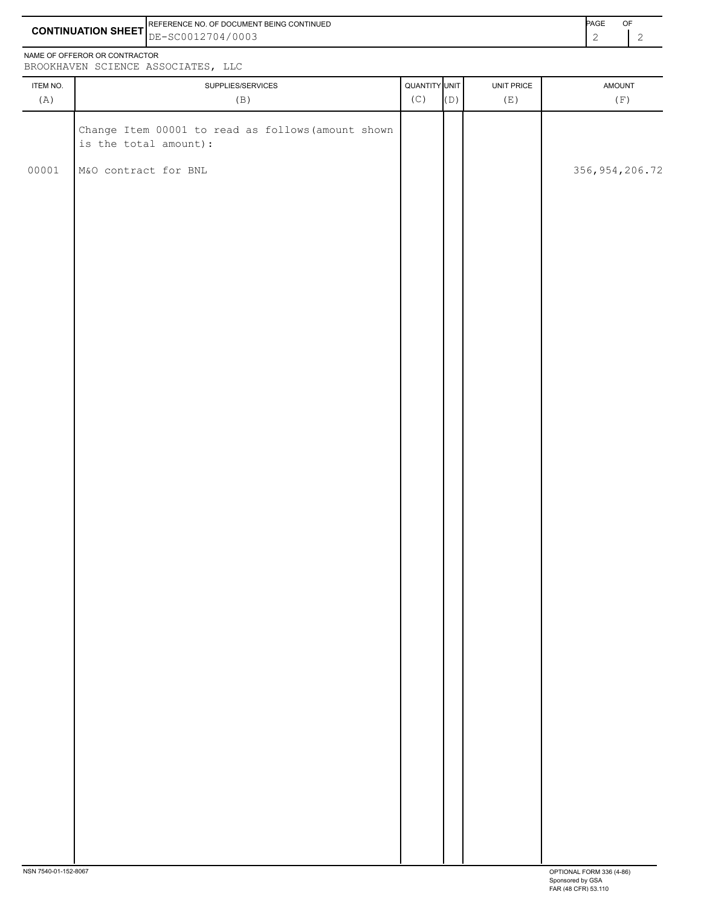**CONTINUATION SHEET**

REFERENCE NO. OF DOCUMENT BEING CONTINUED: DE-SC0012704/0003

NAME OF OFFEROR OR CONTRACTOR: BROOKHAVEN SCIENCE ASSOCIATES, LLC

| ITEM NO. (A) | SUPPLIES/SERVICES (B) | QUANTITY (C) | UNIT (D) | UNIT PRICE (E) | AMOUNT (F) |
| --- | --- | --- | --- | --- | --- |
| | Change Item 00001 to read as follows(amount shown is the total amount): | | | | |
| 00001 | M&O contract for BNL | | | | 356,954,206.72 |

NSN 7540-01-152-8067

OPTIONAL FORM 336 (4-86)
Sponsored by GSA
FAR (48 CFR) 53.110